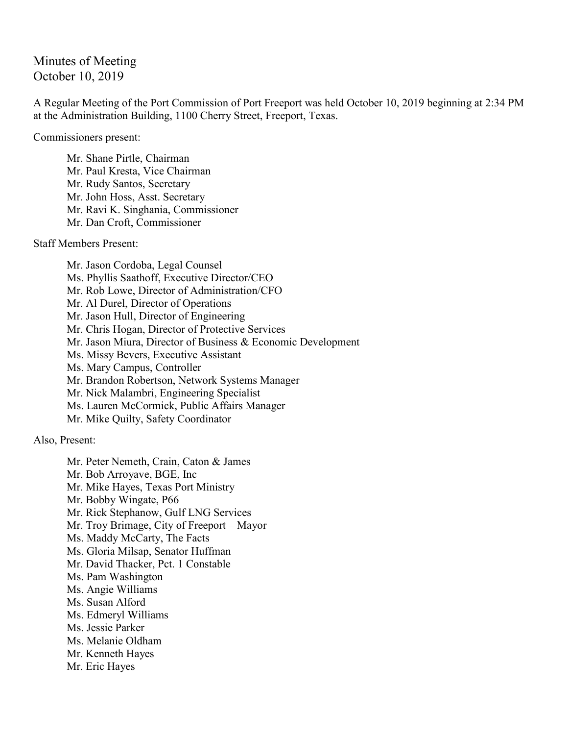# Minutes of Meeting
October 10, 2019

A Regular Meeting of the Port Commission of Port Freeport was held October 10, 2019 beginning at 2:34 PM at the Administration Building, 1100 Cherry Street, Freeport, Texas.

Commissioners present:

- Mr. Shane Pirtle, Chairman
- Mr. Paul Kresta, Vice Chairman
- Mr. Rudy Santos, Secretary
- Mr. John Hoss, Asst. Secretary
- Mr. Ravi K. Singhania, Commissioner
- Mr. Dan Croft, Commissioner

Staff Members Present:

- Mr. Jason Cordoba, Legal Counsel
- Ms. Phyllis Saathoff, Executive Director/CEO
- Mr. Rob Lowe, Director of Administration/CFO
- Mr. Al Durel, Director of Operations
- Mr. Jason Hull, Director of Engineering
- Mr. Chris Hogan, Director of Protective Services
- Mr. Jason Miura, Director of Business & Economic Development
- Ms. Missy Bevers, Executive Assistant
- Ms. Mary Campus, Controller
- Mr. Brandon Robertson, Network Systems Manager
- Mr. Nick Malambri, Engineering Specialist
- Ms. Lauren McCormick, Public Affairs Manager
- Mr. Mike Quilty, Safety Coordinator

Also, Present:

- Mr. Peter Nemeth, Crain, Caton & James
- Mr. Bob Arroyave, BGE, Inc
- Mr. Mike Hayes, Texas Port Ministry
- Mr. Bobby Wingate, P66
- Mr. Rick Stephanow, Gulf LNG Services
- Mr. Troy Brimage, City of Freeport – Mayor
- Ms. Maddy McCarty, The Facts
- Ms. Gloria Milsap, Senator Huffman
- Mr. David Thacker, Pct. 1 Constable
- Ms. Pam Washington
- Ms. Angie Williams
- Ms. Susan Alford
- Ms. Edmeryl Williams
- Ms. Jessie Parker
- Ms. Melanie Oldham
- Mr. Kenneth Hayes
- Mr. Eric Hayes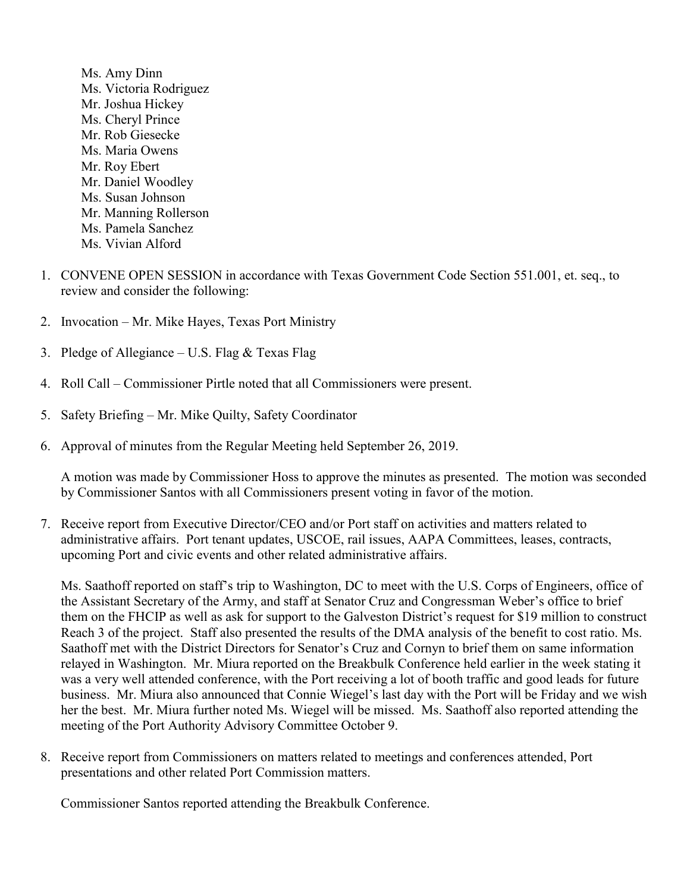Ms. Amy Dinn
Ms. Victoria Rodriguez
Mr. Joshua Hickey
Ms. Cheryl Prince
Mr. Rob Giesecke
Ms. Maria Owens
Mr. Roy Ebert
Mr. Daniel Woodley
Ms. Susan Johnson
Mr. Manning Rollerson
Ms. Pamela Sanchez
Ms. Vivian Alford

1. CONVENE OPEN SESSION in accordance with Texas Government Code Section 551.001, et. seq., to review and consider the following:

2. Invocation – Mr. Mike Hayes, Texas Port Ministry

3. Pledge of Allegiance – U.S. Flag & Texas Flag

4. Roll Call – Commissioner Pirtle noted that all Commissioners were present.

5. Safety Briefing – Mr. Mike Quilty, Safety Coordinator

6. Approval of minutes from the Regular Meeting held September 26, 2019.

   A motion was made by Commissioner Hoss to approve the minutes as presented. The motion was seconded by Commissioner Santos with all Commissioners present voting in favor of the motion.

7. Receive report from Executive Director/CEO and/or Port staff on activities and matters related to administrative affairs. Port tenant updates, USCOE, rail issues, AAPA Committees, leases, contracts, upcoming Port and civic events and other related administrative affairs.

   Ms. Saathoff reported on staff's trip to Washington, DC to meet with the U.S. Corps of Engineers, office of the Assistant Secretary of the Army, and staff at Senator Cruz and Congressman Weber's office to brief them on the FHCIP as well as ask for support to the Galveston District's request for $19 million to construct Reach 3 of the project. Staff also presented the results of the DMA analysis of the benefit to cost ratio. Ms. Saathoff met with the District Directors for Senator's Cruz and Cornyn to brief them on same information relayed in Washington. Mr. Miura reported on the Breakbulk Conference held earlier in the week stating it was a very well attended conference, with the Port receiving a lot of booth traffic and good leads for future business. Mr. Miura also announced that Connie Wiegel's last day with the Port will be Friday and we wish her the best. Mr. Miura further noted Ms. Wiegel will be missed. Ms. Saathoff also reported attending the meeting of the Port Authority Advisory Committee October 9.

8. Receive report from Commissioners on matters related to meetings and conferences attended, Port presentations and other related Port Commission matters.

   Commissioner Santos reported attending the Breakbulk Conference.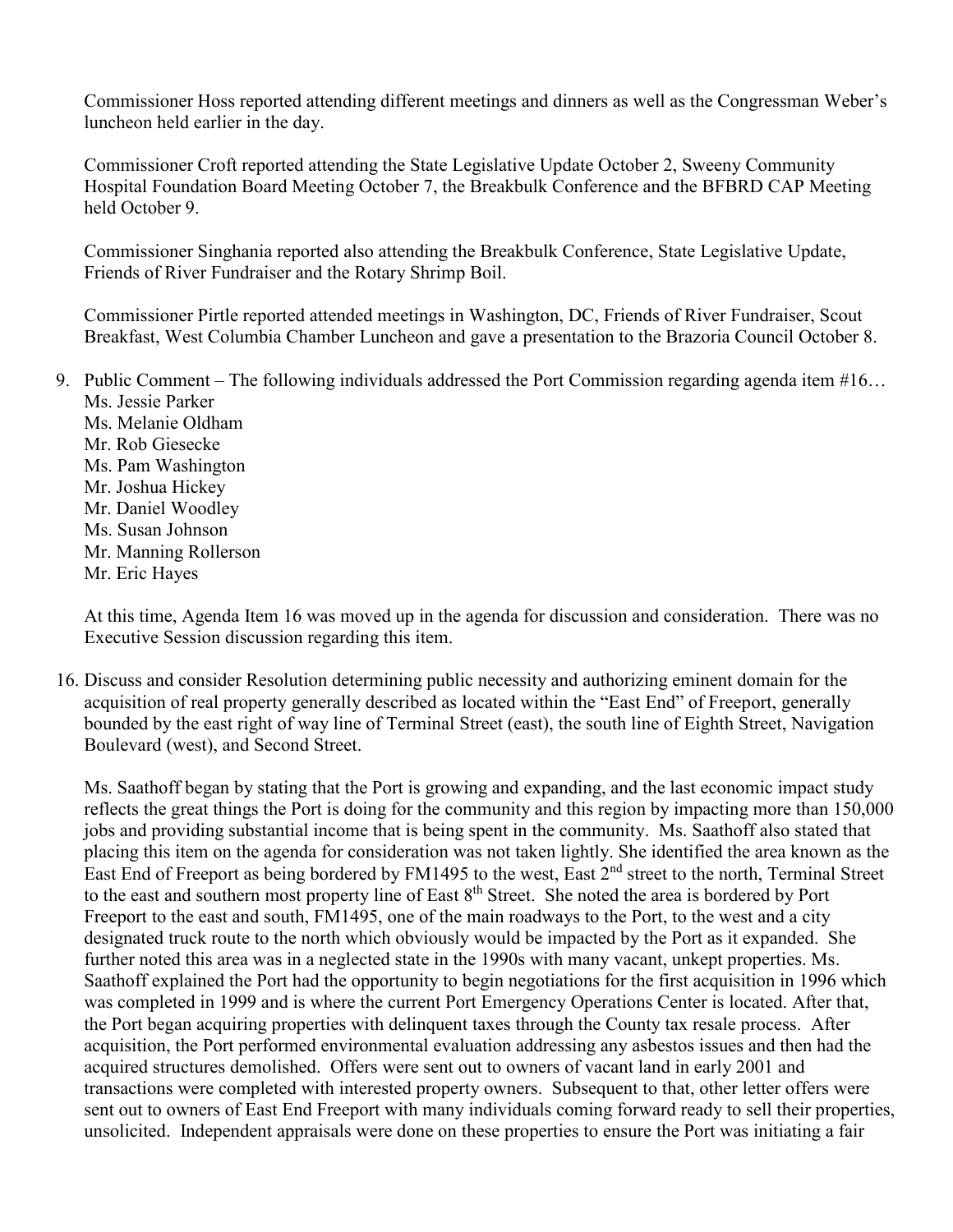Commissioner Hoss reported attending different meetings and dinners as well as the Congressman Weber's luncheon held earlier in the day.

Commissioner Croft reported attending the State Legislative Update October 2, Sweeny Community Hospital Foundation Board Meeting October 7, the Breakbulk Conference and the BFBRD CAP Meeting held October 9.

Commissioner Singhania reported also attending the Breakbulk Conference, State Legislative Update, Friends of River Fundraiser and the Rotary Shrimp Boil.

Commissioner Pirtle reported attended meetings in Washington, DC, Friends of River Fundraiser, Scout Breakfast, West Columbia Chamber Luncheon and gave a presentation to the Brazoria Council October 8.

9. Public Comment – The following individuals addressed the Port Commission regarding agenda item #16…
   Ms. Jessie Parker
   Ms. Melanie Oldham
   Mr. Rob Giesecke
   Ms. Pam Washington
   Mr. Joshua Hickey
   Mr. Daniel Woodley
   Ms. Susan Johnson
   Mr. Manning Rollerson
   Mr. Eric Hayes

   At this time, Agenda Item 16 was moved up in the agenda for discussion and consideration. There was no Executive Session discussion regarding this item.

16. Discuss and consider Resolution determining public necessity and authorizing eminent domain for the acquisition of real property generally described as located within the "East End" of Freeport, generally bounded by the east right of way line of Terminal Street (east), the south line of Eighth Street, Navigation Boulevard (west), and Second Street.

    Ms. Saathoff began by stating that the Port is growing and expanding, and the last economic impact study reflects the great things the Port is doing for the community and this region by impacting more than 150,000 jobs and providing substantial income that is being spent in the community. Ms. Saathoff also stated that placing this item on the agenda for consideration was not taken lightly. She identified the area known as the East End of Freeport as being bordered by FM1495 to the west, East 2nd street to the north, Terminal Street to the east and southern most property line of East 8th Street. She noted the area is bordered by Port Freeport to the east and south, FM1495, one of the main roadways to the Port, to the west and a city designated truck route to the north which obviously would be impacted by the Port as it expanded. She further noted this area was in a neglected state in the 1990s with many vacant, unkept properties. Ms. Saathoff explained the Port had the opportunity to begin negotiations for the first acquisition in 1996 which was completed in 1999 and is where the current Port Emergency Operations Center is located. After that, the Port began acquiring properties with delinquent taxes through the County tax resale process. After acquisition, the Port performed environmental evaluation addressing any asbestos issues and then had the acquired structures demolished. Offers were sent out to owners of vacant land in early 2001 and transactions were completed with interested property owners. Subsequent to that, other letter offers were sent out to owners of East End Freeport with many individuals coming forward ready to sell their properties, unsolicited. Independent appraisals were done on these properties to ensure the Port was initiating a fair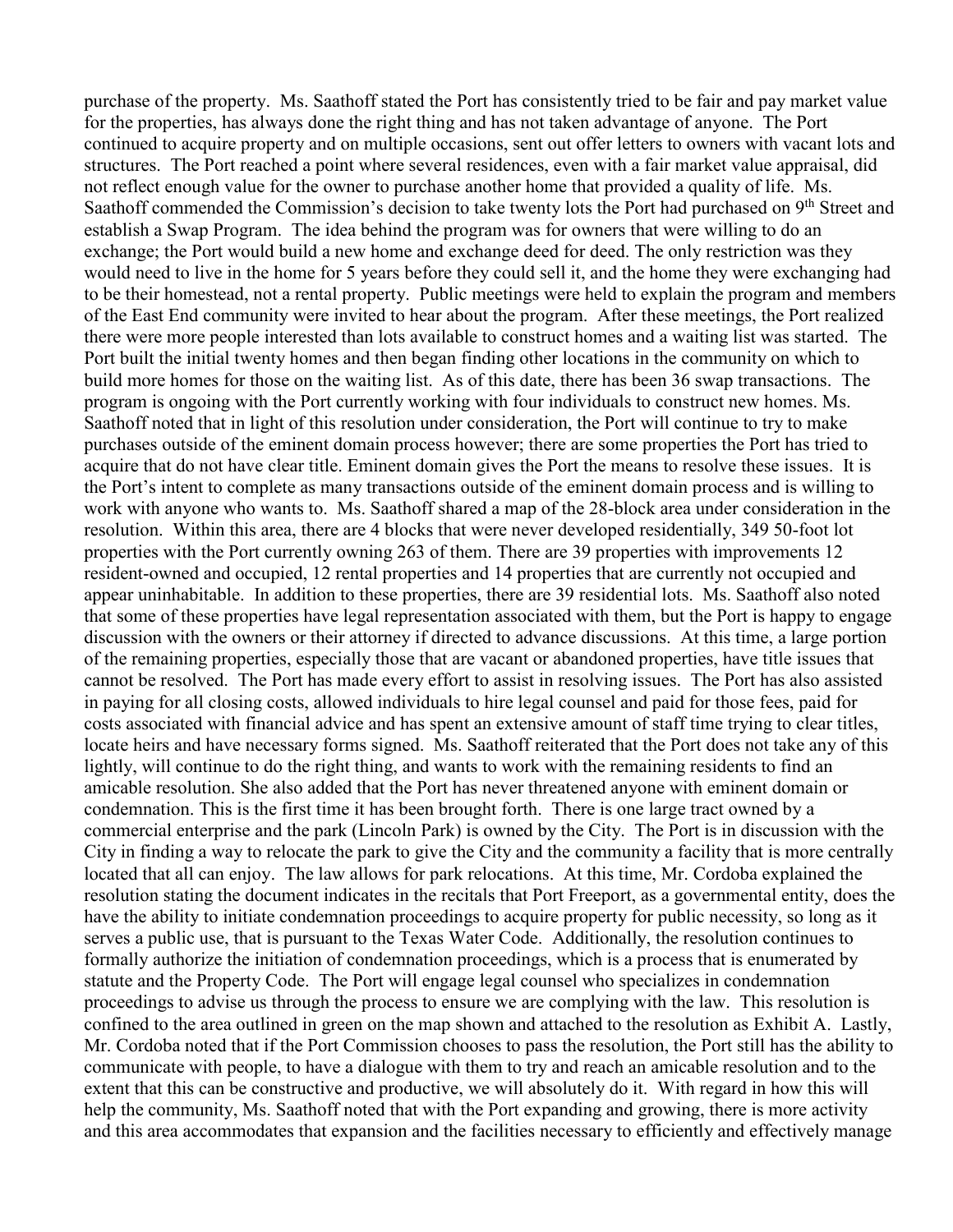purchase of the property. Ms. Saathoff stated the Port has consistently tried to be fair and pay market value for the properties, has always done the right thing and has not taken advantage of anyone. The Port continued to acquire property and on multiple occasions, sent out offer letters to owners with vacant lots and structures. The Port reached a point where several residences, even with a fair market value appraisal, did not reflect enough value for the owner to purchase another home that provided a quality of life. Ms. Saathoff commended the Commission's decision to take twenty lots the Port had purchased on 9th Street and establish a Swap Program. The idea behind the program was for owners that were willing to do an exchange; the Port would build a new home and exchange deed for deed. The only restriction was they would need to live in the home for 5 years before they could sell it, and the home they were exchanging had to be their homestead, not a rental property. Public meetings were held to explain the program and members of the East End community were invited to hear about the program. After these meetings, the Port realized there were more people interested than lots available to construct homes and a waiting list was started. The Port built the initial twenty homes and then began finding other locations in the community on which to build more homes for those on the waiting list. As of this date, there has been 36 swap transactions. The program is ongoing with the Port currently working with four individuals to construct new homes. Ms. Saathoff noted that in light of this resolution under consideration, the Port will continue to try to make purchases outside of the eminent domain process however; there are some properties the Port has tried to acquire that do not have clear title. Eminent domain gives the Port the means to resolve these issues. It is the Port's intent to complete as many transactions outside of the eminent domain process and is willing to work with anyone who wants to. Ms. Saathoff shared a map of the 28-block area under consideration in the resolution. Within this area, there are 4 blocks that were never developed residentially, 349 50-foot lot properties with the Port currently owning 263 of them. There are 39 properties with improvements 12 resident-owned and occupied, 12 rental properties and 14 properties that are currently not occupied and appear uninhabitable. In addition to these properties, there are 39 residential lots. Ms. Saathoff also noted that some of these properties have legal representation associated with them, but the Port is happy to engage discussion with the owners or their attorney if directed to advance discussions. At this time, a large portion of the remaining properties, especially those that are vacant or abandoned properties, have title issues that cannot be resolved. The Port has made every effort to assist in resolving issues. The Port has also assisted in paying for all closing costs, allowed individuals to hire legal counsel and paid for those fees, paid for costs associated with financial advice and has spent an extensive amount of staff time trying to clear titles, locate heirs and have necessary forms signed. Ms. Saathoff reiterated that the Port does not take any of this lightly, will continue to do the right thing, and wants to work with the remaining residents to find an amicable resolution. She also added that the Port has never threatened anyone with eminent domain or condemnation. This is the first time it has been brought forth. There is one large tract owned by a commercial enterprise and the park (Lincoln Park) is owned by the City. The Port is in discussion with the City in finding a way to relocate the park to give the City and the community a facility that is more centrally located that all can enjoy. The law allows for park relocations. At this time, Mr. Cordoba explained the resolution stating the document indicates in the recitals that Port Freeport, as a governmental entity, does the have the ability to initiate condemnation proceedings to acquire property for public necessity, so long as it serves a public use, that is pursuant to the Texas Water Code. Additionally, the resolution continues to formally authorize the initiation of condemnation proceedings, which is a process that is enumerated by statute and the Property Code. The Port will engage legal counsel who specializes in condemnation proceedings to advise us through the process to ensure we are complying with the law. This resolution is confined to the area outlined in green on the map shown and attached to the resolution as Exhibit A. Lastly, Mr. Cordoba noted that if the Port Commission chooses to pass the resolution, the Port still has the ability to communicate with people, to have a dialogue with them to try and reach an amicable resolution and to the extent that this can be constructive and productive, we will absolutely do it. With regard in how this will help the community, Ms. Saathoff noted that with the Port expanding and growing, there is more activity and this area accommodates that expansion and the facilities necessary to efficiently and effectively manage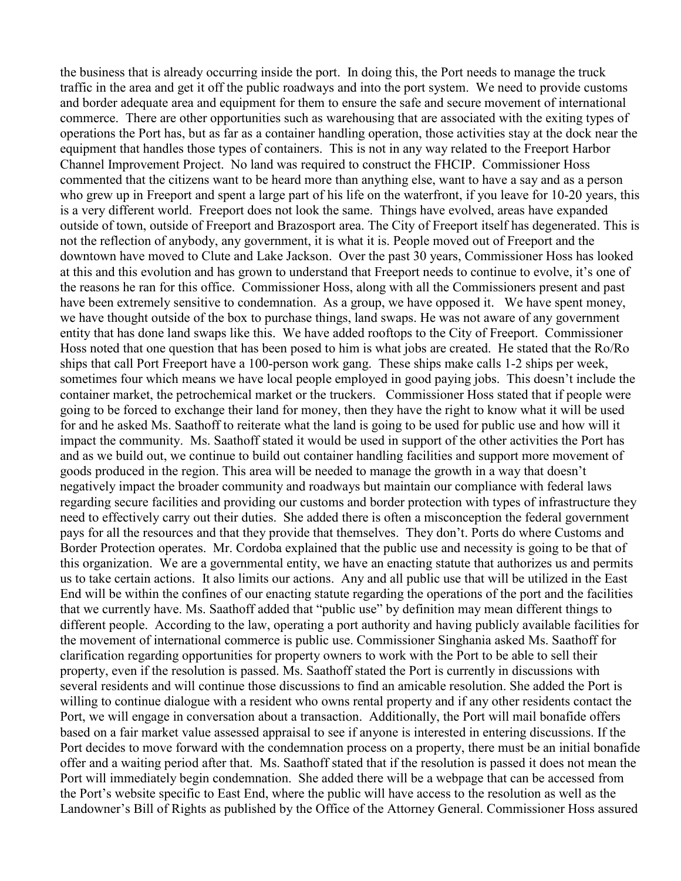the business that is already occurring inside the port. In doing this, the Port needs to manage the truck traffic in the area and get it off the public roadways and into the port system. We need to provide customs and border adequate area and equipment for them to ensure the safe and secure movement of international commerce. There are other opportunities such as warehousing that are associated with the exiting types of operations the Port has, but as far as a container handling operation, those activities stay at the dock near the equipment that handles those types of containers. This is not in any way related to the Freeport Harbor Channel Improvement Project. No land was required to construct the FHCIP. Commissioner Hoss commented that the citizens want to be heard more than anything else, want to have a say and as a person who grew up in Freeport and spent a large part of his life on the waterfront, if you leave for 10-20 years, this is a very different world. Freeport does not look the same. Things have evolved, areas have expanded outside of town, outside of Freeport and Brazosport area. The City of Freeport itself has degenerated. This is not the reflection of anybody, any government, it is what it is. People moved out of Freeport and the downtown have moved to Clute and Lake Jackson. Over the past 30 years, Commissioner Hoss has looked at this and this evolution and has grown to understand that Freeport needs to continue to evolve, it's one of the reasons he ran for this office. Commissioner Hoss, along with all the Commissioners present and past have been extremely sensitive to condemnation. As a group, we have opposed it. We have spent money, we have thought outside of the box to purchase things, land swaps. He was not aware of any government entity that has done land swaps like this. We have added rooftops to the City of Freeport. Commissioner Hoss noted that one question that has been posed to him is what jobs are created. He stated that the Ro/Ro ships that call Port Freeport have a 100-person work gang. These ships make calls 1-2 ships per week, sometimes four which means we have local people employed in good paying jobs. This doesn't include the container market, the petrochemical market or the truckers. Commissioner Hoss stated that if people were going to be forced to exchange their land for money, then they have the right to know what it will be used for and he asked Ms. Saathoff to reiterate what the land is going to be used for public use and how will it impact the community. Ms. Saathoff stated it would be used in support of the other activities the Port has and as we build out, we continue to build out container handling facilities and support more movement of goods produced in the region. This area will be needed to manage the growth in a way that doesn't negatively impact the broader community and roadways but maintain our compliance with federal laws regarding secure facilities and providing our customs and border protection with types of infrastructure they need to effectively carry out their duties. She added there is often a misconception the federal government pays for all the resources and that they provide that themselves. They don't. Ports do where Customs and Border Protection operates. Mr. Cordoba explained that the public use and necessity is going to be that of this organization. We are a governmental entity, we have an enacting statute that authorizes us and permits us to take certain actions. It also limits our actions. Any and all public use that will be utilized in the East End will be within the confines of our enacting statute regarding the operations of the port and the facilities that we currently have. Ms. Saathoff added that "public use" by definition may mean different things to different people. According to the law, operating a port authority and having publicly available facilities for the movement of international commerce is public use. Commissioner Singhania asked Ms. Saathoff for clarification regarding opportunities for property owners to work with the Port to be able to sell their property, even if the resolution is passed. Ms. Saathoff stated the Port is currently in discussions with several residents and will continue those discussions to find an amicable resolution. She added the Port is willing to continue dialogue with a resident who owns rental property and if any other residents contact the Port, we will engage in conversation about a transaction. Additionally, the Port will mail bonafide offers based on a fair market value assessed appraisal to see if anyone is interested in entering discussions. If the Port decides to move forward with the condemnation process on a property, there must be an initial bonafide offer and a waiting period after that. Ms. Saathoff stated that if the resolution is passed it does not mean the Port will immediately begin condemnation. She added there will be a webpage that can be accessed from the Port's website specific to East End, where the public will have access to the resolution as well as the Landowner's Bill of Rights as published by the Office of the Attorney General. Commissioner Hoss assured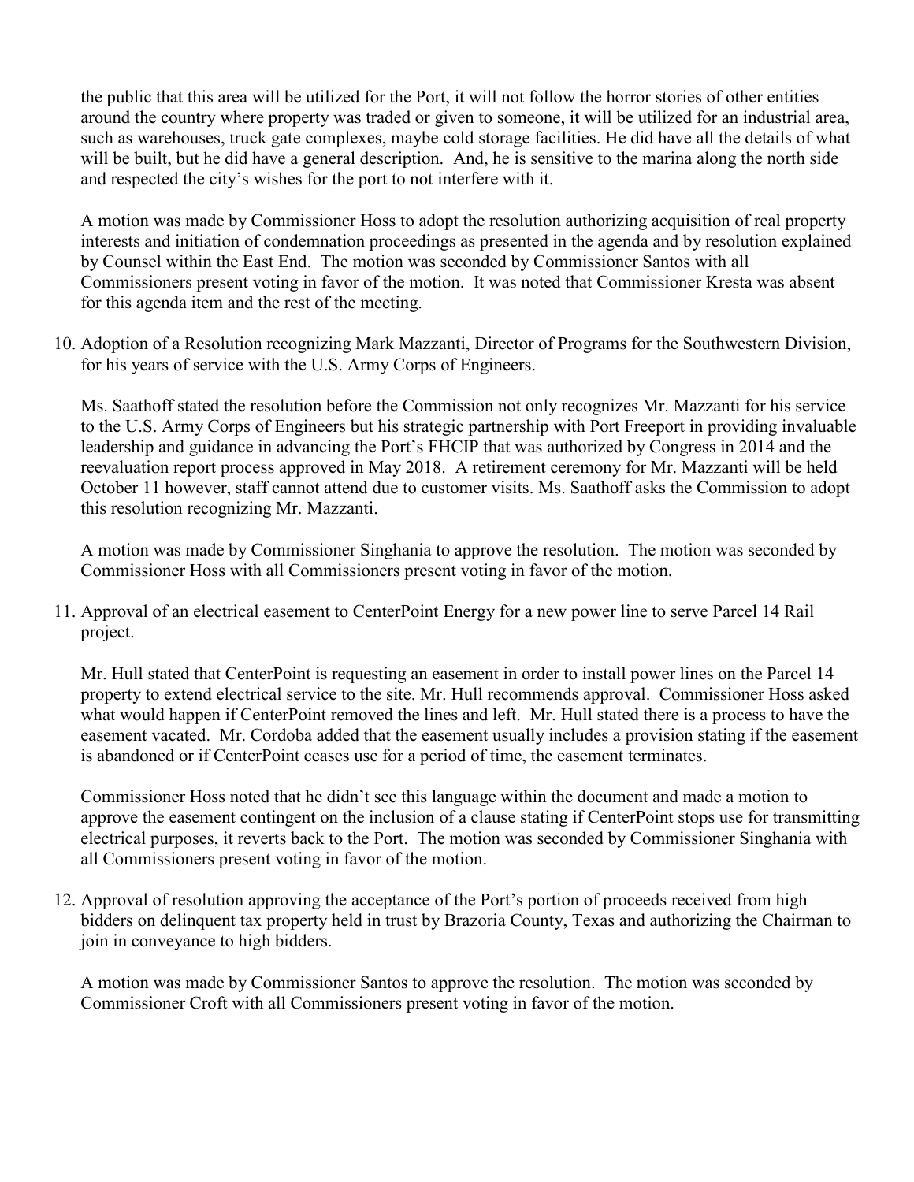the public that this area will be utilized for the Port, it will not follow the horror stories of other entities around the country where property was traded or given to someone, it will be utilized for an industrial area, such as warehouses, truck gate complexes, maybe cold storage facilities. He did have all the details of what will be built, but he did have a general description. And, he is sensitive to the marina along the north side and respected the city's wishes for the port to not interfere with it.

A motion was made by Commissioner Hoss to adopt the resolution authorizing acquisition of real property interests and initiation of condemnation proceedings as presented in the agenda and by resolution explained by Counsel within the East End. The motion was seconded by Commissioner Santos with all Commissioners present voting in favor of the motion. It was noted that Commissioner Kresta was absent for this agenda item and the rest of the meeting.

10. Adoption of a Resolution recognizing Mark Mazzanti, Director of Programs for the Southwestern Division, for his years of service with the U.S. Army Corps of Engineers.

    Ms. Saathoff stated the resolution before the Commission not only recognizes Mr. Mazzanti for his service to the U.S. Army Corps of Engineers but his strategic partnership with Port Freeport in providing invaluable leadership and guidance in advancing the Port's FHCIP that was authorized by Congress in 2014 and the reevaluation report process approved in May 2018. A retirement ceremony for Mr. Mazzanti will be held October 11 however, staff cannot attend due to customer visits. Ms. Saathoff asks the Commission to adopt this resolution recognizing Mr. Mazzanti.

    A motion was made by Commissioner Singhania to approve the resolution. The motion was seconded by Commissioner Hoss with all Commissioners present voting in favor of the motion.

11. Approval of an electrical easement to CenterPoint Energy for a new power line to serve Parcel 14 Rail project.

    Mr. Hull stated that CenterPoint is requesting an easement in order to install power lines on the Parcel 14 property to extend electrical service to the site. Mr. Hull recommends approval. Commissioner Hoss asked what would happen if CenterPoint removed the lines and left. Mr. Hull stated there is a process to have the easement vacated. Mr. Cordoba added that the easement usually includes a provision stating if the easement is abandoned or if CenterPoint ceases use for a period of time, the easement terminates.

    Commissioner Hoss noted that he didn't see this language within the document and made a motion to approve the easement contingent on the inclusion of a clause stating if CenterPoint stops use for transmitting electrical purposes, it reverts back to the Port. The motion was seconded by Commissioner Singhania with all Commissioners present voting in favor of the motion.

12. Approval of resolution approving the acceptance of the Port's portion of proceeds received from high bidders on delinquent tax property held in trust by Brazoria County, Texas and authorizing the Chairman to join in conveyance to high bidders.

    A motion was made by Commissioner Santos to approve the resolution. The motion was seconded by Commissioner Croft with all Commissioners present voting in favor of the motion.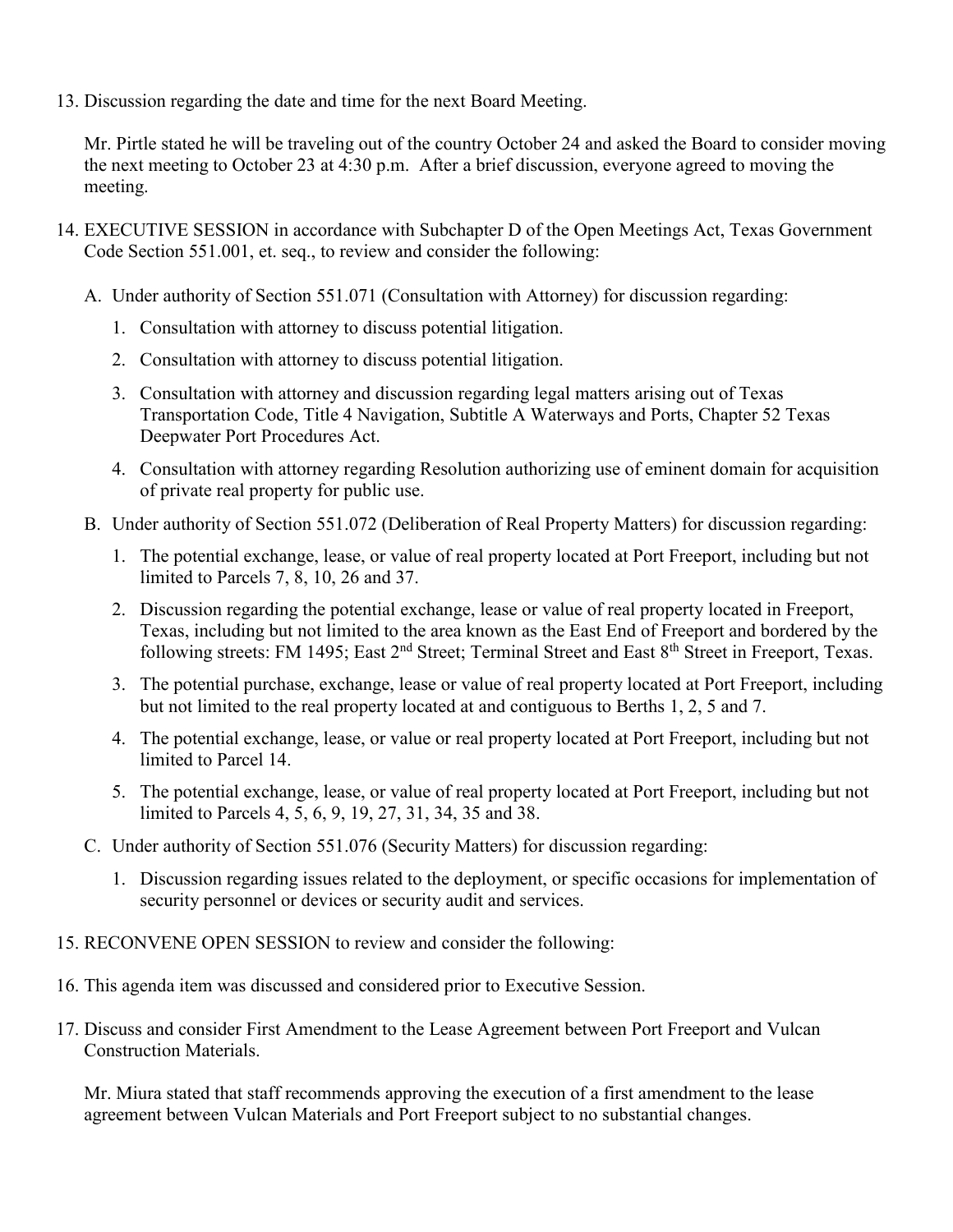13. Discussion regarding the date and time for the next Board Meeting.

    Mr. Pirtle stated he will be traveling out of the country October 24 and asked the Board to consider moving the next meeting to October 23 at 4:30 p.m. After a brief discussion, everyone agreed to moving the meeting.

14. EXECUTIVE SESSION in accordance with Subchapter D of the Open Meetings Act, Texas Government Code Section 551.001, et. seq., to review and consider the following:

    A. Under authority of Section 551.071 (Consultation with Attorney) for discussion regarding:

       1. Consultation with attorney to discuss potential litigation.

       2. Consultation with attorney to discuss potential litigation.

       3. Consultation with attorney and discussion regarding legal matters arising out of Texas Transportation Code, Title 4 Navigation, Subtitle A Waterways and Ports, Chapter 52 Texas Deepwater Port Procedures Act.

       4. Consultation with attorney regarding Resolution authorizing use of eminent domain for acquisition of private real property for public use.

    B. Under authority of Section 551.072 (Deliberation of Real Property Matters) for discussion regarding:

       1. The potential exchange, lease, or value of real property located at Port Freeport, including but not limited to Parcels 7, 8, 10, 26 and 37.

       2. Discussion regarding the potential exchange, lease or value of real property located in Freeport, Texas, including but not limited to the area known as the East End of Freeport and bordered by the following streets: FM 1495; East 2nd Street; Terminal Street and East 8th Street in Freeport, Texas.

       3. The potential purchase, exchange, lease or value of real property located at Port Freeport, including but not limited to the real property located at and contiguous to Berths 1, 2, 5 and 7.

       4. The potential exchange, lease, or value or real property located at Port Freeport, including but not limited to Parcel 14.

       5. The potential exchange, lease, or value of real property located at Port Freeport, including but not limited to Parcels 4, 5, 6, 9, 19, 27, 31, 34, 35 and 38.

    C. Under authority of Section 551.076 (Security Matters) for discussion regarding:

       1. Discussion regarding issues related to the deployment, or specific occasions for implementation of security personnel or devices or security audit and services.

15. RECONVENE OPEN SESSION to review and consider the following:

16. This agenda item was discussed and considered prior to Executive Session.

17. Discuss and consider First Amendment to the Lease Agreement between Port Freeport and Vulcan Construction Materials.

    Mr. Miura stated that staff recommends approving the execution of a first amendment to the lease agreement between Vulcan Materials and Port Freeport subject to no substantial changes.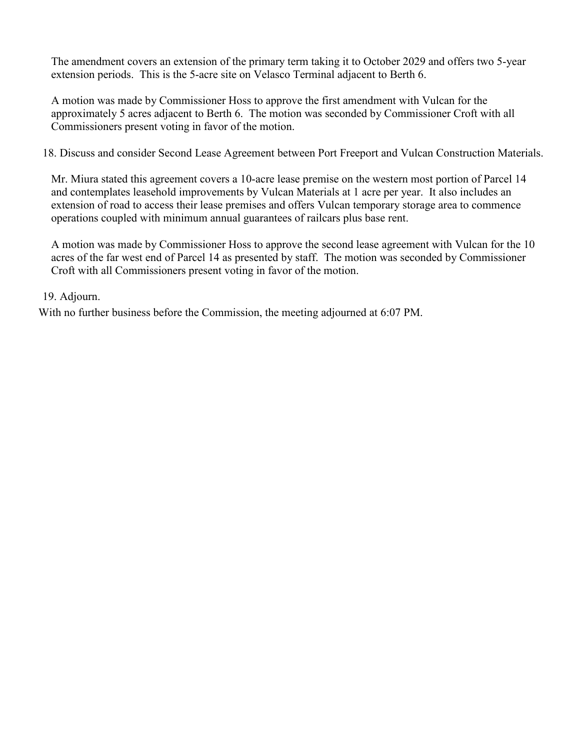The amendment covers an extension of the primary term taking it to October 2029 and offers two 5-year extension periods. This is the 5-acre site on Velasco Terminal adjacent to Berth 6.

A motion was made by Commissioner Hoss to approve the first amendment with Vulcan for the approximately 5 acres adjacent to Berth 6. The motion was seconded by Commissioner Croft with all Commissioners present voting in favor of the motion.

18. Discuss and consider Second Lease Agreement between Port Freeport and Vulcan Construction Materials.

Mr. Miura stated this agreement covers a 10-acre lease premise on the western most portion of Parcel 14 and contemplates leasehold improvements by Vulcan Materials at 1 acre per year. It also includes an extension of road to access their lease premises and offers Vulcan temporary storage area to commence operations coupled with minimum annual guarantees of railcars plus base rent.

A motion was made by Commissioner Hoss to approve the second lease agreement with Vulcan for the 10 acres of the far west end of Parcel 14 as presented by staff. The motion was seconded by Commissioner Croft with all Commissioners present voting in favor of the motion.

19. Adjourn.

With no further business before the Commission, the meeting adjourned at 6:07 PM.